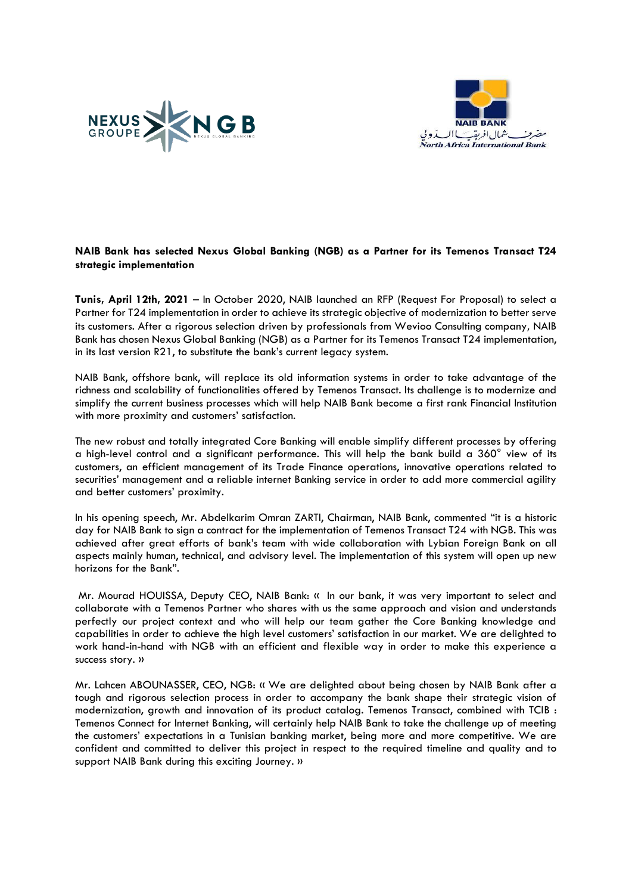**NAIB Bank has selected Nexus Global Banking (NGB) as a Partner for its Temenos Transact T24 strategic implementation**

**Tunis, April 12th, 2021** – In October 2020, NAIB launched an RFP (Request For Proposal) to select a Partner for T24 implementation in order to achieve its strategic objective of modernization to better serve its customers. After a rigorous selection driven by professionals from Wevioo Consulting company, NAIB Bank has chosen Nexus Global Banking (NGB) as a Partner for its Temenos Transact T24 implementation, in its last version R21, to substitute the bank's current legacy system.

NAIB Bank, offshore bank, will replace its old information systems in order to take advantage of the richness and scalability of functionalities offered by Temenos Transact. Its challenge is to modernize and simplify the current business processes which will help NAIB Bank become a first rank Financial Institution with more proximity and customers' satisfaction.

The new robust and totally integrated Core Banking will enable simplify different processes by offering a high-level control and a significant performance. This will help the bank build a 360° view of its customers, an efficient management of its Trade Finance operations, innovative operations related to securities' management and a reliable internet Banking service in order to add more commercial agility and better customers' proximity.

In his opening speech, Mr. Abdelkarim Omran ZARTI, Chairman, NAIB Bank, commented "it is a historic day for NAIB Bank to sign a contract for the implementation of Temenos Transact T24 with NGB. This was achieved after great efforts of bank's team with wide collaboration with Lybian Foreign Bank on all aspects mainly human, technical, and advisory level. The implementation of this system will open up new horizons for the Bank".

Mr. Mourad HOUISSA, Deputy CEO, NAIB Bank: « In our bank, it was very important to select and collaborate with a Temenos Partner who shares with us the same approach and vision and understands perfectly our project context and who will help our team gather the Core Banking knowledge and capabilities in order to achieve the high level customers' satisfaction in our market. We are delighted to work hand-in-hand with NGB with an efficient and flexible way in order to make this experience a success story. »

Mr. Lahcen ABOUNASSER, CEO, NGB: « We are delighted about being chosen by NAIB Bank after a tough and rigorous selection process in order to accompany the bank shape their strategic vision of modernization, growth and innovation of its product catalog. Temenos Transact, combined with TCIB : Temenos Connect for Internet Banking, will certainly help NAIB Bank to take the challenge up of meeting the customers' expectations in a Tunisian banking market, being more and more competitive. We are confident and committed to deliver this project in respect to the required timeline and quality and to support NAIB Bank during this exciting Journey. »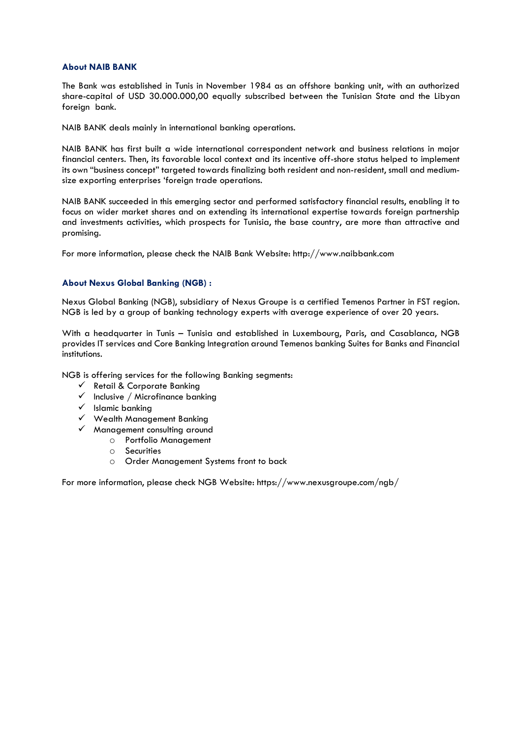### About NAIB BANK

The Bank was established in Tunis in November 1984 as an offshore banking unit, with an authorized share-capital of USD 30.000.000,00 equally subscribed between the Tunisian State and the Libyan foreign bank.

NAIB BANK deals mainly in international banking operations.

NAIB BANK has first built a wide international correspondent network and business relations in major financial centers. Then, its favorable local context and its incentive off-shore status helped to implement its own "business concept" targeted towards finalizing both resident and non-resident, small and medium-size exporting enterprises 'foreign trade operations.

NAIB BANK succeeded in this emerging sector and performed satisfactory financial results, enabling it to focus on wider market shares and on extending its international expertise towards foreign partnership and investments activities, which prospects for Tunisia, the base country, are more than attractive and promising.

For more information, please check the NAIB Bank Website: http://www.naibbank.com

### About Nexus Global Banking (NGB) :

Nexus Global Banking (NGB), subsidiary of Nexus Groupe is a certified Temenos Partner in FST region. NGB is led by a group of banking technology experts with average experience of over 20 years.

With a headquarter in Tunis – Tunisia and established in Luxembourg, Paris, and Casablanca, NGB provides IT services and Core Banking Integration around Temenos banking Suites for Banks and Financial institutions.

NGB is offering services for the following Banking segments:

- ✓ Retail & Corporate Banking
- ✓ Inclusive / Microfinance banking
- ✓ Islamic banking
- ✓ Wealth Management Banking
- ✓ Management consulting around
  - Portfolio Management
  - Securities
  - Order Management Systems front to back

For more information, please check NGB Website: https://www.nexusgroupe.com/ngb/